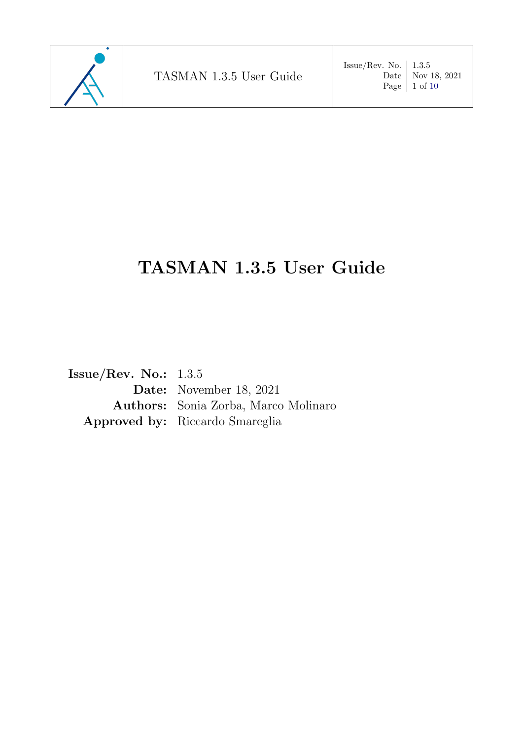# TASMAN 1.3.5 User Guide

**Issue/Rev. No.:** 1.3.5
**Date:** November 18, 2021
**Authors:** Sonia Zorba, Marco Molinaro
**Approved by:** Riccardo Smareglia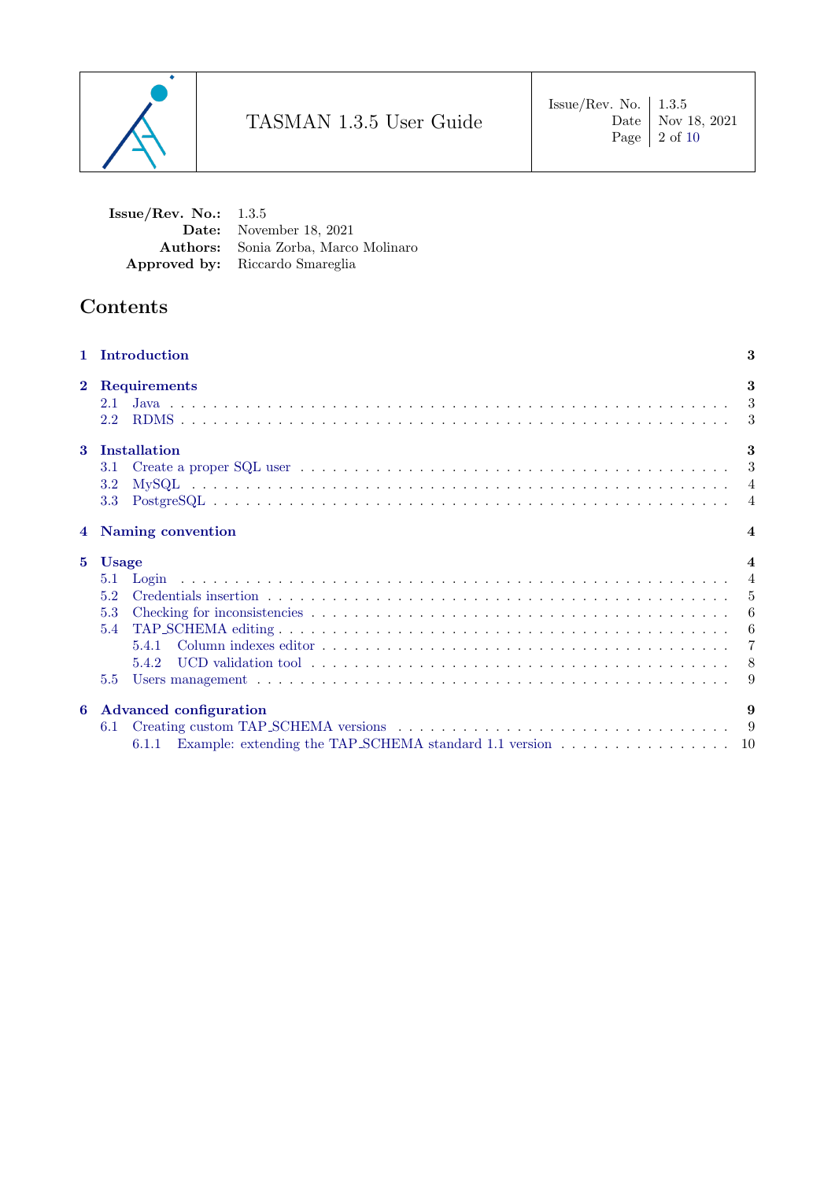**Issue/Rev. No.:** 1.3.5
**Date:** November 18, 2021
**Authors:** Sonia Zorba, Marco Molinaro
**Approved by:** Riccardo Smareglia

# Contents

**1 Introduction** — 3

**2 Requirements** — 3
- 2.1 Java — 3
- 2.2 RDMS — 3

**3 Installation** — 3
- 3.1 Create a proper SQL user — 3
- 3.2 MySQL — 4
- 3.3 PostgreSQL — 4

**4 Naming convention** — 4

**5 Usage** — 4
- 5.1 Login — 4
- 5.2 Credentials insertion — 5
- 5.3 Checking for inconsistencies — 6
- 5.4 TAP_SCHEMA editing — 6
  - 5.4.1 Column indexes editor — 7
  - 5.4.2 UCD validation tool — 8
- 5.5 Users management — 9

**6 Advanced configuration** — 9
- 6.1 Creating custom TAP_SCHEMA versions — 9
  - 6.1.1 Example: extending the TAP_SCHEMA standard 1.1 version — 10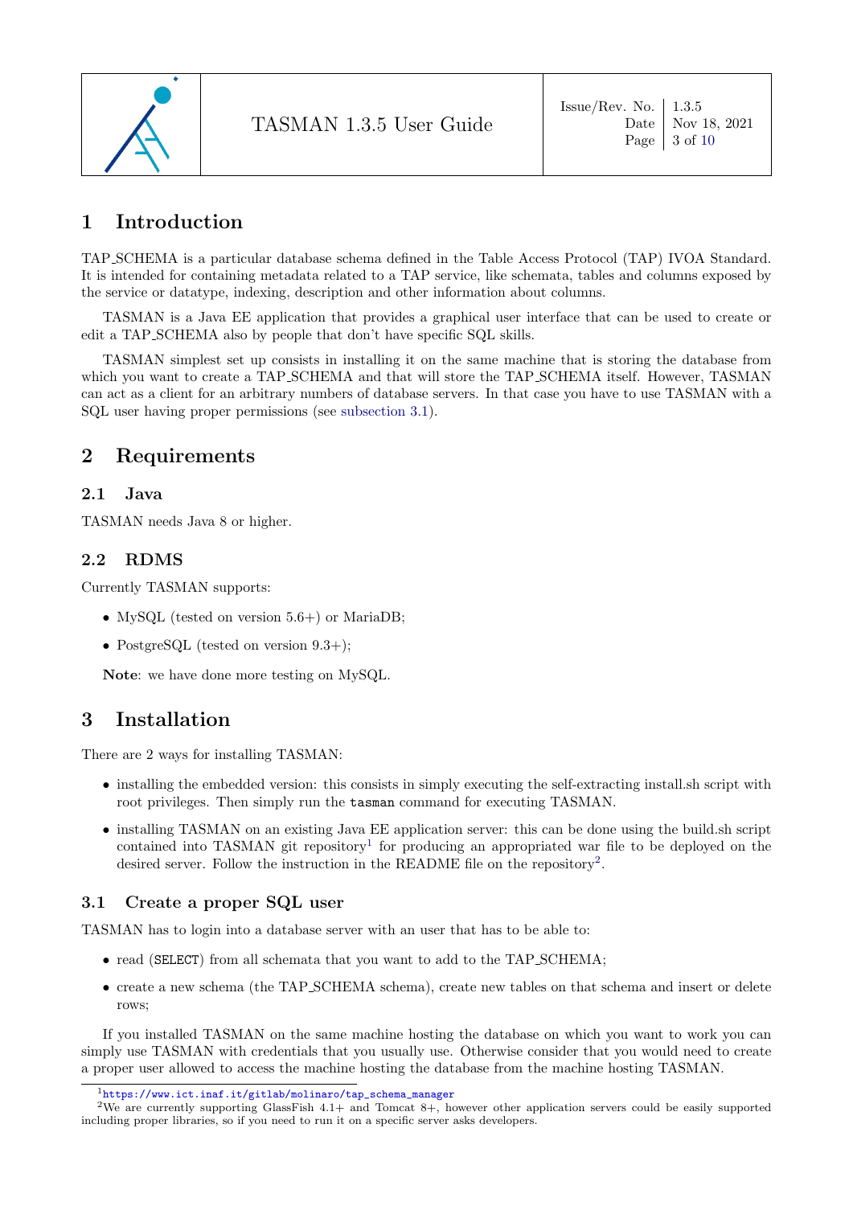# 1 Introduction

TAP_SCHEMA is a particular database schema defined in the Table Access Protocol (TAP) IVOA Standard. It is intended for containing metadata related to a TAP service, like schemata, tables and columns exposed by the service or datatype, indexing, description and other information about columns.

TASMAN is a Java EE application that provides a graphical user interface that can be used to create or edit a TAP_SCHEMA also by people that don't have specific SQL skills.

TASMAN simplest set up consists in installing it on the same machine that is storing the database from which you want to create a TAP_SCHEMA and that will store the TAP_SCHEMA itself. However, TASMAN can act as a client for an arbitrary numbers of database servers. In that case you have to use TASMAN with a SQL user having proper permissions (see subsection 3.1).

# 2 Requirements

## 2.1 Java

TASMAN needs Java 8 or higher.

## 2.2 RDMS

Currently TASMAN supports:

- MySQL (tested on version 5.6+) or MariaDB;
- PostgreSQL (tested on version 9.3+);

**Note**: we have done more testing on MySQL.

# 3 Installation

There are 2 ways for installing TASMAN:

- installing the embedded version: this consists in simply executing the self-extracting install.sh script with root privileges. Then simply run the `tasman` command for executing TASMAN.
- installing TASMAN on an existing Java EE application server: this can be done using the build.sh script contained into TASMAN git repository[1] for producing an appropriated war file to be deployed on the desired server. Follow the instruction in the README file on the repository[2].

## 3.1 Create a proper SQL user

TASMAN has to login into a database server with an user that has to be able to:

- read (`SELECT`) from all schemata that you want to add to the TAP_SCHEMA;
- create a new schema (the TAP_SCHEMA schema), create new tables on that schema and insert or delete rows;

If you installed TASMAN on the same machine hosting the database on which you want to work you can simply use TASMAN with credentials that you usually use. Otherwise consider that you would need to create a proper user allowed to access the machine hosting the database from the machine hosting TASMAN.

---

[1] https://www.ict.inaf.it/gitlab/molinaro/tap_schema_manager

[2] We are currently supporting GlassFish 4.1+ and Tomcat 8+, however other application servers could be easily supported including proper libraries, so if you need to run it on a specific server asks developers.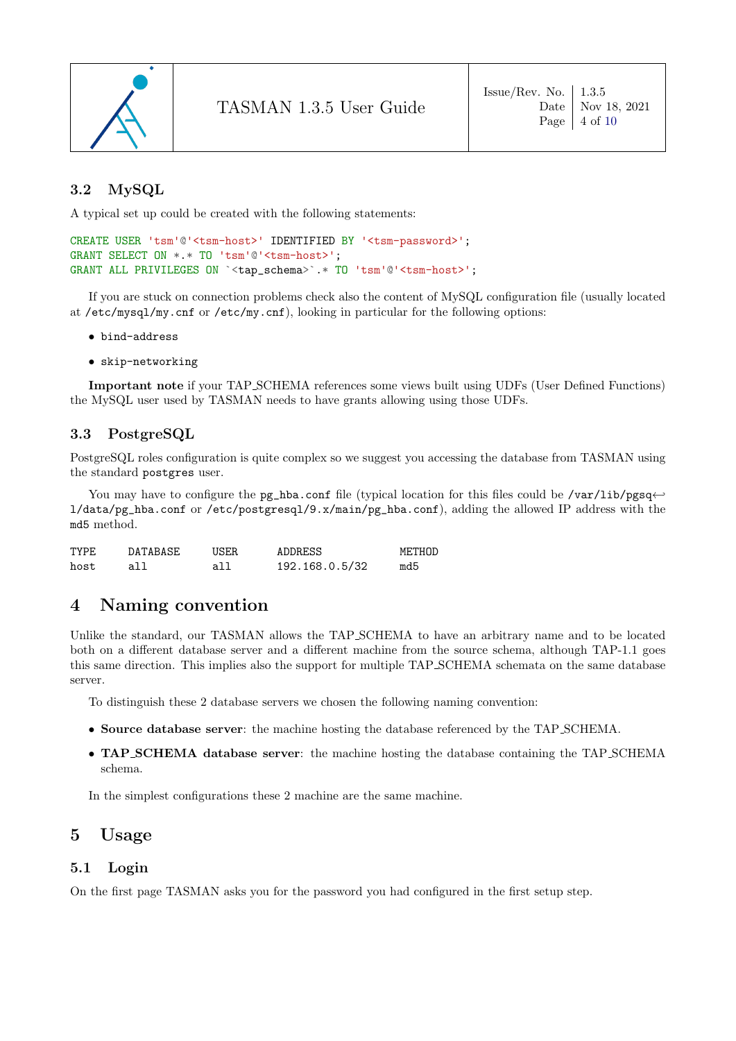### 3.2 MySQL

A typical set up could be created with the following statements:

```
CREATE USER 'tsm'@'<tsm-host>' IDENTIFIED BY '<tsm-password>';
GRANT SELECT ON *.* TO 'tsm'@'<tsm-host>';
GRANT ALL PRIVILEGES ON `<tap_schema>`.* TO 'tsm'@'<tsm-host>';
```

If you are stuck on connection problems check also the content of MySQL configuration file (usually located at `/etc/mysql/my.cnf` or `/etc/my.cnf`), looking in particular for the following options:

- `bind-address`
- `skip-networking`

**Important note** if your TAP_SCHEMA references some views built using UDFs (User Defined Functions) the MySQL user used by TASMAN needs to have grants allowing using those UDFs.

### 3.3 PostgreSQL

PostgreSQL roles configuration is quite complex so we suggest you accessing the database from TASMAN using the standard `postgres` user.

You may have to configure the `pg_hba.conf` file (typical location for this files could be `/var/lib/pgsql/data/pg_hba.conf` or `/etc/postgresql/9.x/main/pg_hba.conf`), adding the allowed IP address with the `md5` method.

```
TYPE    DATABASE    USER    ADDRESS          METHOD
host    all         all     192.168.0.5/32   md5
```

## 4 Naming convention

Unlike the standard, our TASMAN allows the TAP_SCHEMA to have an arbitrary name and to be located both on a different database server and a different machine from the source schema, although TAP-1.1 goes this same direction. This implies also the support for multiple TAP_SCHEMA schemata on the same database server.

To distinguish these 2 database servers we chosen the following naming convention:

- **Source database server**: the machine hosting the database referenced by the TAP_SCHEMA.
- **TAP_SCHEMA database server**: the machine hosting the database containing the TAP_SCHEMA schema.

In the simplest configurations these 2 machine are the same machine.

## 5 Usage

### 5.1 Login

On the first page TASMAN asks you for the password you had configured in the first setup step.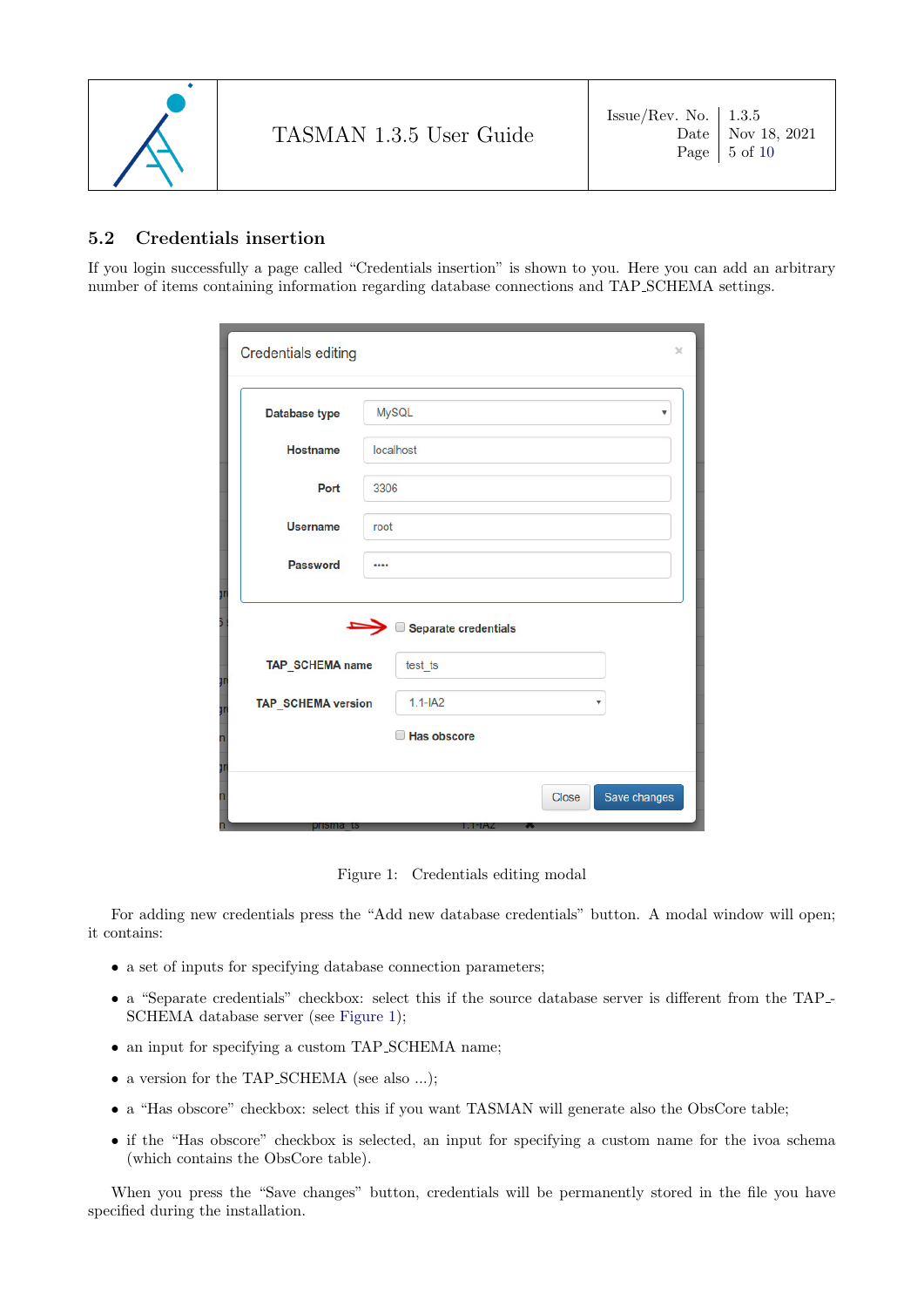## 5.2 Credentials insertion

If you login successfully a page called "Credentials insertion" is shown to you. Here you can add an arbitrary number of items containing information regarding database connections and TAP_SCHEMA settings.

Figure 1: Credentials editing modal

For adding new credentials press the "Add new database credentials" button. A modal window will open; it contains:

- a set of inputs for specifying database connection parameters;
- a "Separate credentials" checkbox: select this if the source database server is different from the TAP_SCHEMA database server (see Figure 1);
- an input for specifying a custom TAP_SCHEMA name;
- a version for the TAP_SCHEMA (see also ...);
- a "Has obscore" checkbox: select this if you want TASMAN will generate also the ObsCore table;
- if the "Has obscore" checkbox is selected, an input for specifying a custom name for the ivoa schema (which contains the ObsCore table).

When you press the "Save changes" button, credentials will be permanently stored in the file you have specified during the installation.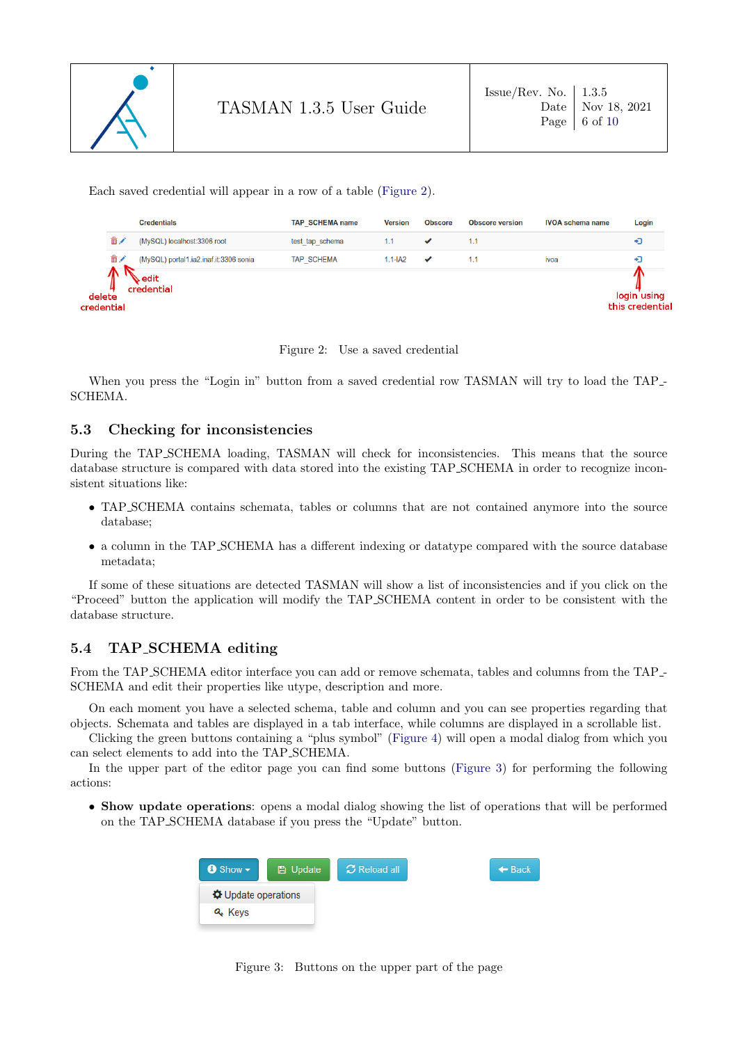Each saved credential will appear in a row of a table (Figure 2).

| | Credentials | TAP_SCHEMA name | Version | Obscore | Obscore version | IVOA schema name | Login |
|---|---|---|---|---|---|---|---|
| | (MySQL) localhost:3306 root | test_tap_schema | 1.1 | ✔ | 1.1 | | |
| | (MySQL) portal1.ia2.inaf.it:3306 sonia | TAP_SCHEMA | 1.1-IA2 | ✔ | 1.1 | ivoa | |

delete credential — edit credential — login using this credential

Figure 2: Use a saved credential

When you press the "Login in" button from a saved credential row TASMAN will try to load the TAP_SCHEMA.

## 5.3 Checking for inconsistencies

During the TAP_SCHEMA loading, TASMAN will check for inconsistencies. This means that the source database structure is compared with data stored into the existing TAP_SCHEMA in order to recognize inconsistent situations like:

- TAP_SCHEMA contains schemata, tables or columns that are not contained anymore into the source database;
- a column in the TAP_SCHEMA has a different indexing or datatype compared with the source database metadata;

If some of these situations are detected TASMAN will show a list of inconsistencies and if you click on the "Proceed" button the application will modify the TAP_SCHEMA content in order to be consistent with the database structure.

## 5.4 TAP_SCHEMA editing

From the TAP_SCHEMA editor interface you can add or remove schemata, tables and columns from the TAP_SCHEMA and edit their properties like utype, description and more.

On each moment you have a selected schema, table and column and you can see properties regarding that objects. Schemata and tables are displayed in a tab interface, while columns are displayed in a scrollable list.
Clicking the green buttons containing a "plus symbol" (Figure 4) will open a modal dialog from which you can select elements to add into the TAP_SCHEMA.
In the upper part of the editor page you can find some buttons (Figure 3) for performing the following actions:

- **Show update operations**: opens a modal dialog showing the list of operations that will be performed on the TAP_SCHEMA database if you press the "Update" button.

Show ▾ | Update | Reload all | Back

Update operations
Keys

Figure 3: Buttons on the upper part of the page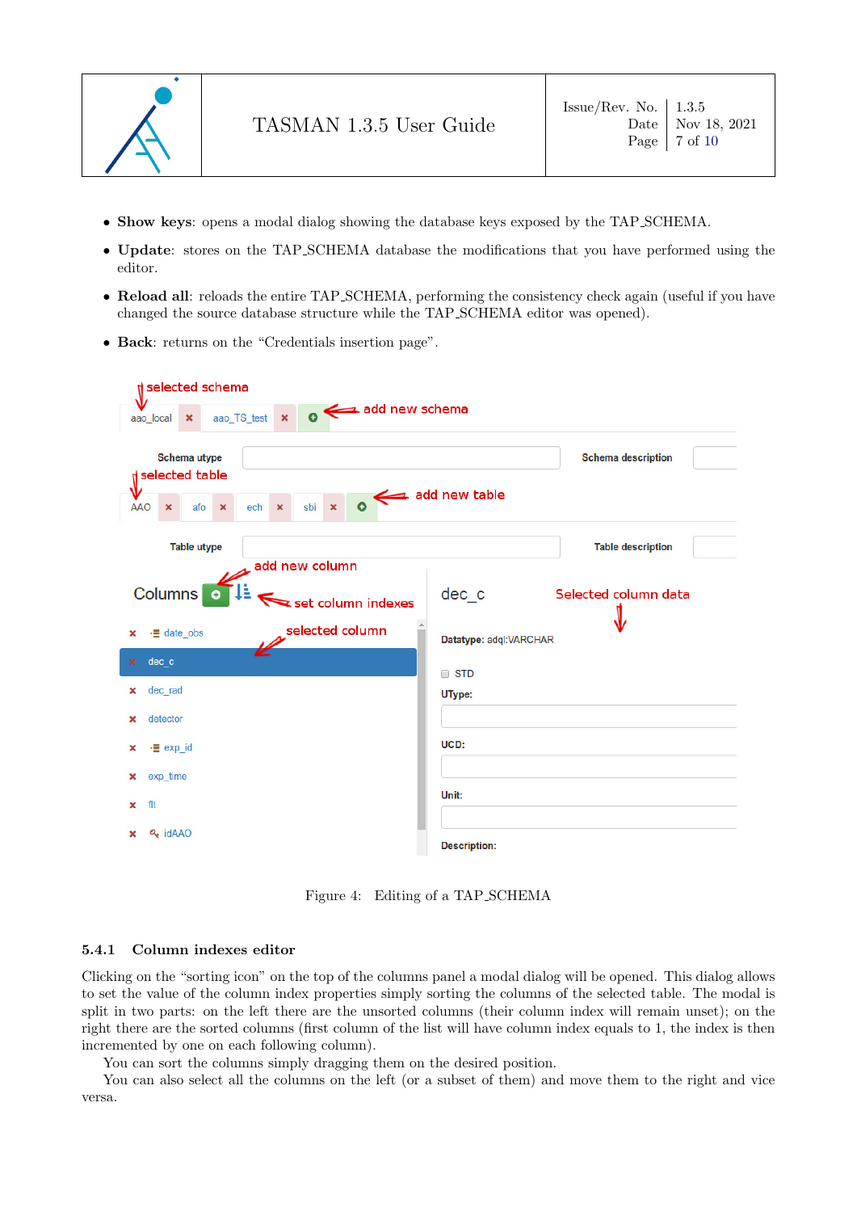- **Show keys**: opens a modal dialog showing the database keys exposed by the TAP_SCHEMA.
- **Update**: stores on the TAP_SCHEMA database the modifications that you have performed using the editor.
- **Reload all**: reloads the entire TAP_SCHEMA, performing the consistency check again (useful if you have changed the source database structure while the TAP_SCHEMA editor was opened).
- **Back**: returns on the "Credentials insertion page".

Figure 4: Editing of a TAP_SCHEMA

### 5.4.1 Column indexes editor

Clicking on the "sorting icon" on the top of the columns panel a modal dialog will be opened. This dialog allows to set the value of the column index properties simply sorting the columns of the selected table. The modal is split in two parts: on the left there are the unsorted columns (their column index will remain unset); on the right there are the sorted columns (first column of the list will have column index equals to 1, the index is then incremented by one on each following column).

You can sort the columns simply dragging them on the desired position.

You can also select all the columns on the left (or a subset of them) and move them to the right and vice versa.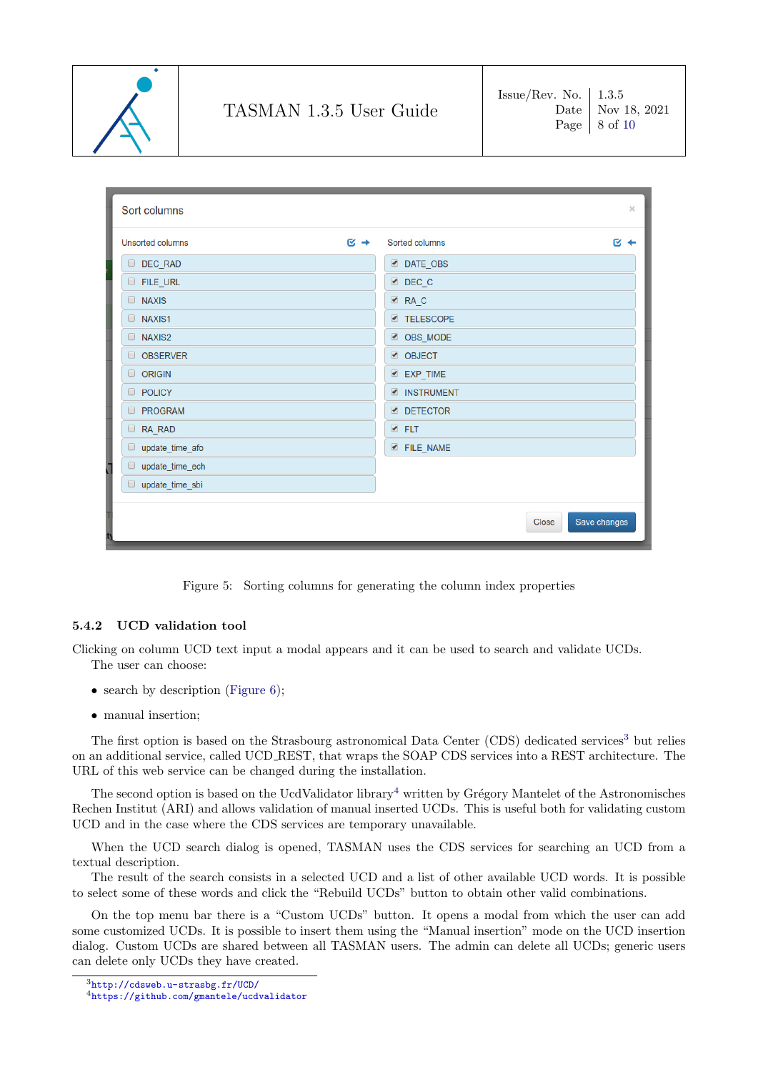Figure 5: Sorting columns for generating the column index properties

### 5.4.2 UCD validation tool

Clicking on column UCD text input a modal appears and it can be used to search and validate UCDs.
The user can choose:

- search by description (Figure 6);
- manual insertion;

The first option is based on the Strasbourg astronomical Data Center (CDS) dedicated services[3] but relies on an additional service, called UCD_REST, that wraps the SOAP CDS services into a REST architecture. The URL of this web service can be changed during the installation.

The second option is based on the UcdValidator library[4] written by Grégory Mantelet of the Astronomisches Rechen Institut (ARI) and allows validation of manual inserted UCDs. This is useful both for validating custom UCD and in the case where the CDS services are temporary unavailable.

When the UCD search dialog is opened, TASMAN uses the CDS services for searching an UCD from a textual description.
The result of the search consists in a selected UCD and a list of other available UCD words. It is possible to select some of these words and click the "Rebuild UCDs" button to obtain other valid combinations.

On the top menu bar there is a "Custom UCDs" button. It opens a modal from which the user can add some customized UCDs. It is possible to insert them using the "Manual insertion" mode on the UCD insertion dialog. Custom UCDs are shared between all TASMAN users. The admin can delete all UCDs; generic users can delete only UCDs they have created.

[3] http://cdsweb.u-strasbg.fr/UCD/
[4] https://github.com/gmantele/ucdvalidator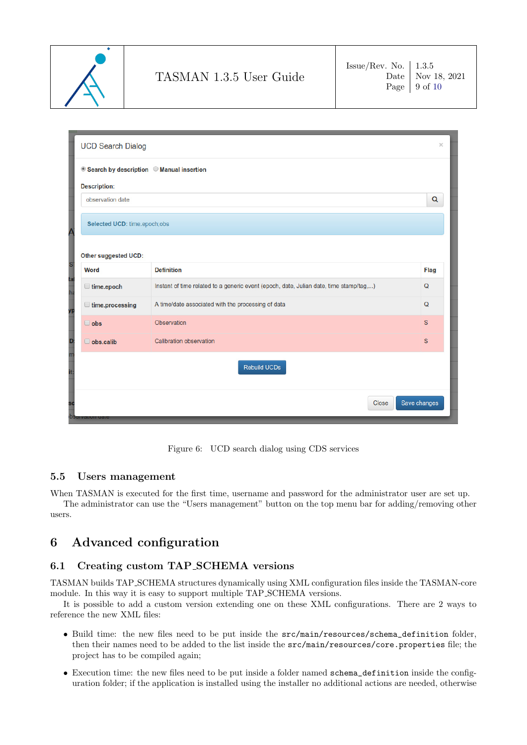Figure 6: UCD search dialog using CDS services

### 5.5 Users management

When TASMAN is executed for the first time, username and password for the administrator user are set up.

The administrator can use the "Users management" button on the top menu bar for adding/removing other users.

## 6 Advanced configuration

### 6.1 Creating custom TAP_SCHEMA versions

TASMAN builds TAP_SCHEMA structures dynamically using XML configuration files inside the TASMAN-core module. In this way it is easy to support multiple TAP_SCHEMA versions.

It is possible to add a custom version extending one on these XML configurations. There are 2 ways to reference the new XML files:

- Build time: the new files need to be put inside the `src/main/resources/schema_definition` folder, then their names need to be added to the list inside the `src/main/resources/core.properties` file; the project has to be compiled again;
- Execution time: the new files need to be put inside a folder named `schema_definition` inside the configuration folder; if the application is installed using the installer no additional actions are needed, otherwise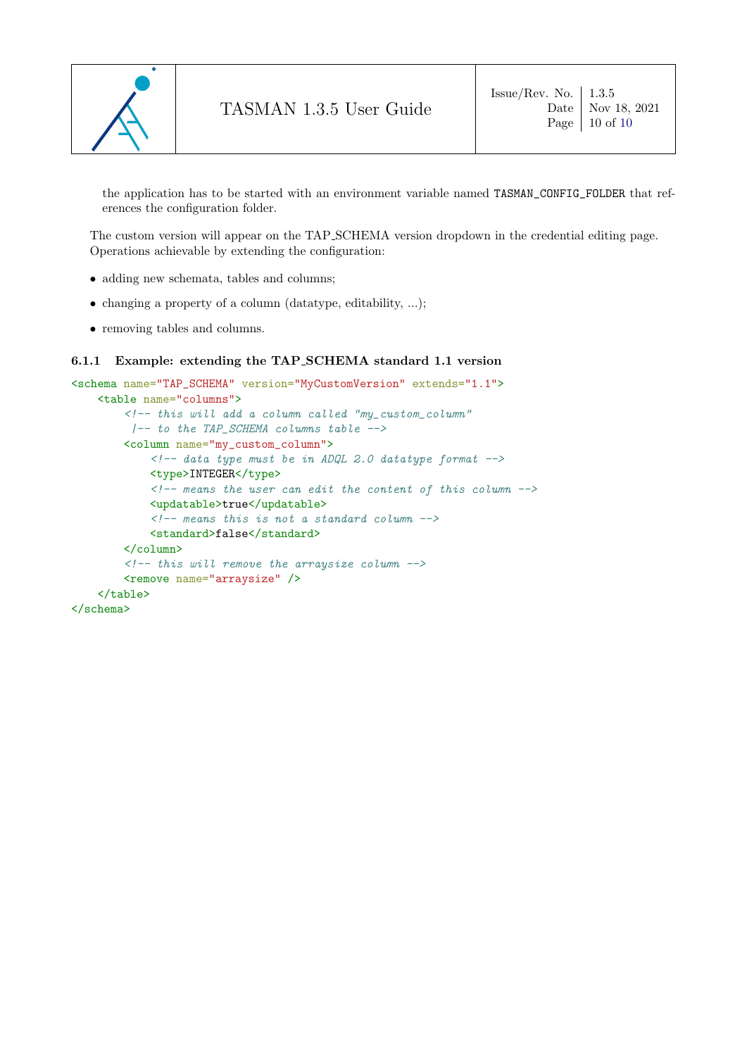the application has to be started with an environment variable named `TASMAN_CONFIG_FOLDER` that references the configuration folder.

The custom version will appear on the TAP_SCHEMA version dropdown in the credential editing page. Operations achievable by extending the configuration:

- adding new schemata, tables and columns;
- changing a property of a column (datatype, editability, ...);
- removing tables and columns.

### 6.1.1 Example: extending the TAP_SCHEMA standard 1.1 version

```
<schema name="TAP_SCHEMA" version="MyCustomVersion" extends="1.1">
    <table name="columns">
        <!-- this will add a column called "my_custom_column"
         |-- to the TAP_SCHEMA columns table -->
        <column name="my_custom_column">
            <!-- data type must be in ADQL 2.0 datatype format -->
            <type>INTEGER</type>
            <!-- means the user can edit the content of this column -->
            <updatable>true</updatable>
            <!-- means this is not a standard column -->
            <standard>false</standard>
        </column>
        <!-- this will remove the arraysize column -->
        <remove name="arraysize" />
    </table>
</schema>
```